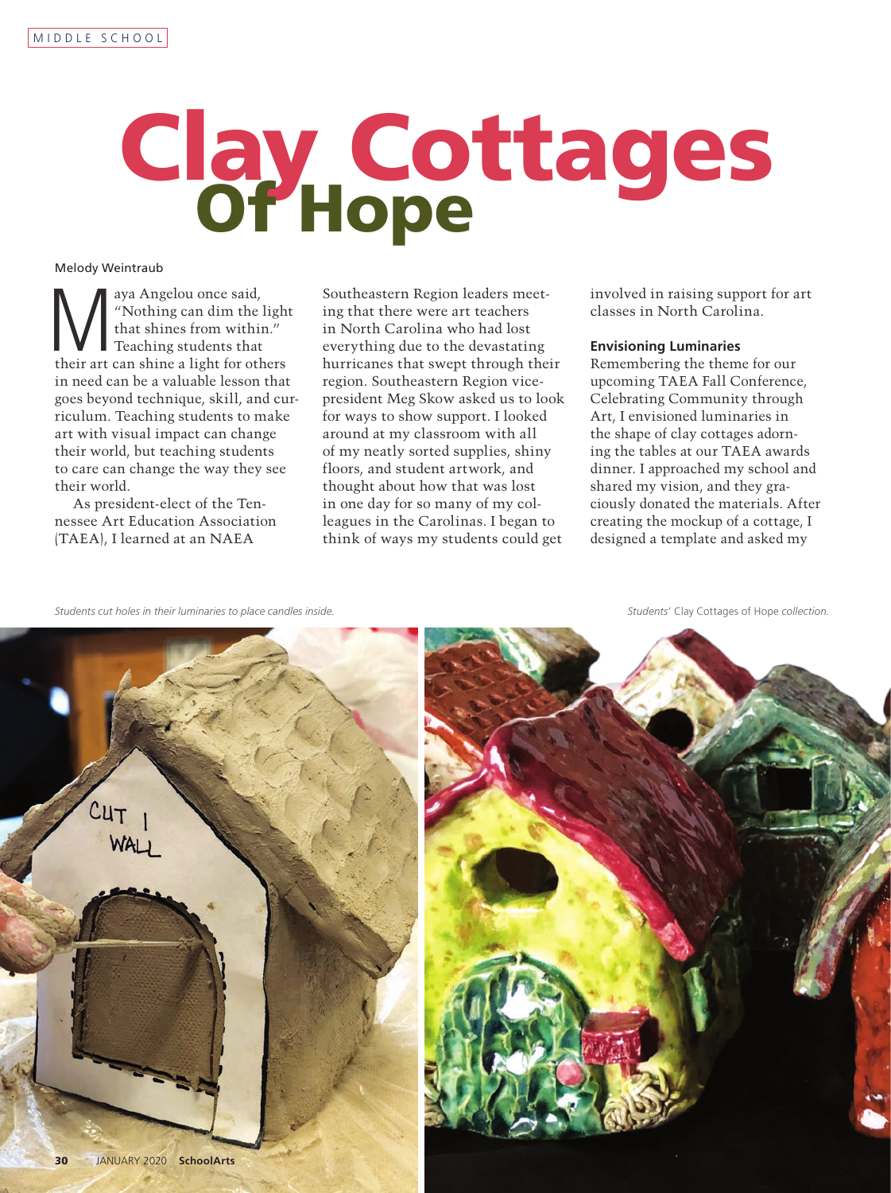# Clay Cottages Of Hope

Melody Weintraub

Maya Angelou once said, "Nothing can dim the light that shines from within." Teaching students that their art can shine a light for others in need can be a valuable lesson that goes beyond technique, skill, and curriculum. Teaching students to make art with visual impact can change their world, but teaching students to care can change the way they see their world.

As president-elect of the Tennessee Art Education Association (TAEA), I learned at an NAEA Southeastern Region leaders meeting that there were art teachers in North Carolina who had lost everything due to the devastating hurricanes that swept through their region. Southeastern Region vice-president Meg Skow asked us to look for ways to show support. I looked around at my classroom with all of my neatly sorted supplies, shiny floors, and student artwork, and thought about how that was lost in one day for so many of my colleagues in the Carolinas. I began to think of ways my students could get involved in raising support for art classes in North Carolina.

### Envisioning Luminaries

Remembering the theme for our upcoming TAEA Fall Conference, Celebrating Community through Art, I envisioned luminaries in the shape of clay cottages adorning the tables at our TAEA awards dinner. I approached my school and shared my vision, and they graciously donated the materials. After creating the mockup of a cottage, I designed a template and asked my

*Students cut holes in their luminaries to place candles inside.*

*Students'* Clay Cottages of Hope *collection.*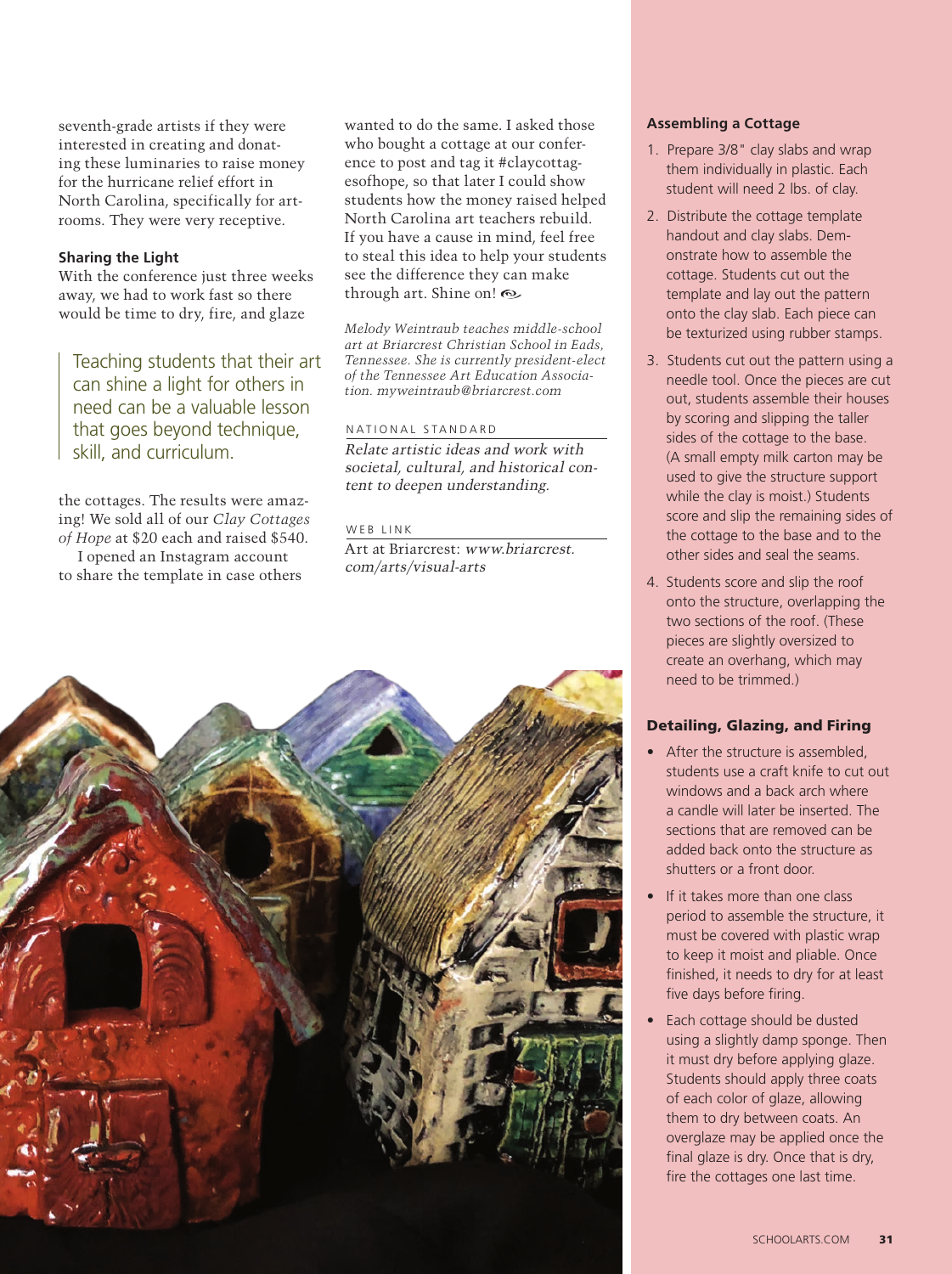seventh-grade artists if they were interested in creating and donating these luminaries to raise money for the hurricane relief effort in North Carolina, specifically for artrooms. They were very receptive.

### Sharing the Light

With the conference just three weeks away, we had to work fast so there would be time to dry, fire, and glaze the cottages. The results were amazing! We sold all of our *Clay Cottages of Hope* at $20 each and raised $540.

> Teaching students that their art can shine a light for others in need can be a valuable lesson that goes beyond technique, skill, and curriculum.

I opened an Instagram account to share the template in case others wanted to do the same. I asked those who bought a cottage at our conference to post and tag it #claycottagesofhope, so that later I could show students how the money raised helped North Carolina art teachers rebuild. If you have a cause in mind, feel free to steal this idea to help your students see the difference they can make through art. Shine on!

*Melody Weintraub teaches middle-school art at Briarcrest Christian School in Eads, Tennessee. She is currently president-elect of the Tennessee Art Education Association. myweintraub@briarcrest.com*

NATIONAL STANDARD

*Relate artistic ideas and work with societal, cultural, and historical content to deepen understanding.*

WEB LINK

Art at Briarcrest: *www.briarcrest.com/arts/visual-arts*

### Assembling a Cottage

1. Prepare 3/8" clay slabs and wrap them individually in plastic. Each student will need 2 lbs. of clay.
2. Distribute the cottage template handout and clay slabs. Demonstrate how to assemble the cottage. Students cut out the template and lay out the pattern onto the clay slab. Each piece can be texturized using rubber stamps.
3. Students cut out the pattern using a needle tool. Once the pieces are cut out, students assemble their houses by scoring and slipping the taller sides of the cottage to the base. (A small empty milk carton may be used to give the structure support while the clay is moist.) Students score and slip the remaining sides of the cottage to the base and to the other sides and seal the seams.
4. Students score and slip the roof onto the structure, overlapping the two sections of the roof. (These pieces are slightly oversized to create an overhang, which may need to be trimmed.)

### Detailing, Glazing, and Firing

- After the structure is assembled, students use a craft knife to cut out windows and a back arch where a candle will later be inserted. The sections that are removed can be added back onto the structure as shutters or a front door.
- If it takes more than one class period to assemble the structure, it must be covered with plastic wrap to keep it moist and pliable. Once finished, it needs to dry for at least five days before firing.
- Each cottage should be dusted using a slightly damp sponge. Then it must dry before applying glaze. Students should apply three coats of each color of glaze, allowing them to dry between coats. An overglaze may be applied once the final glaze is dry. Once that is dry, fire the cottages one last time.